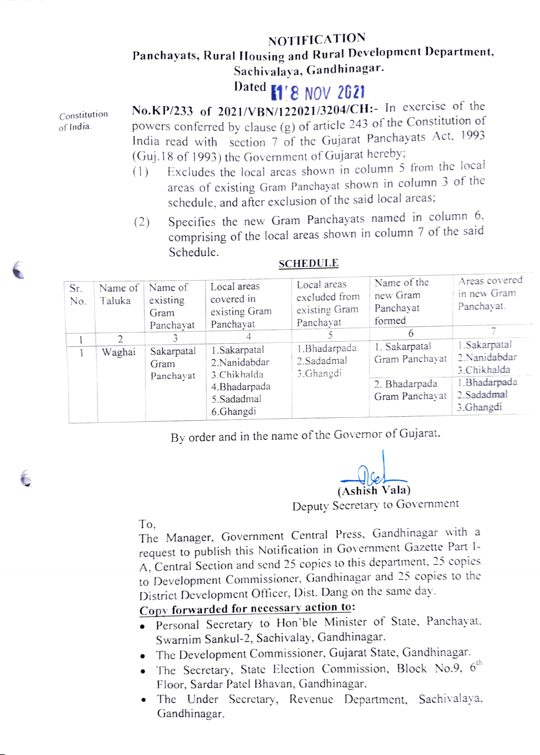# NOTIFICATION

**Panchayats, Rural Housing and Rural Development Department,**
**Sachivalaya, Gandhinagar.**
**Dated 18 NOV 2021**

Constitution of India.

**No.KP/233 of 2021/VBN/122021/3204/CH:-** In exercise of the powers conferred by clause (g) of article 243 of the Constitution of India read with section 7 of the Gujarat Panchayats Act, 1993 (Guj.18 of 1993) the Government of Gujarat hereby;

(1) Excludes the local areas shown in column 5 from the local areas of existing Gram Panchayat shown in column 3 of the schedule, and after exclusion of the said local areas;

(2) Specifies the new Gram Panchayats named in column 6, comprising of the local areas shown in column 7 of the said Schedule.

**SCHEDULE**

| Sr. No. | Name of Taluka | Name of existing Gram Panchayat | Local areas covered in existing Gram Panchayat | Local areas excluded from existing Gram Panchayat | Name of the new Gram Panchayat formed | Areas covered in new Gram Panchayat. |
|---|---|---|---|---|---|---|
| 1 | 2 | 3 | 4 | 5 | 6 | 7 |
| 1 | Waghai | Sakarpatal Gram Panchayat | 1.Sakarpatal<br>2.Nanidabdar<br>3.Chikhalda<br>4.Bhadarpada<br>5.Sadadmal<br>6.Ghangdi | 1.Bhadarpada<br>2.Sadadmal<br>3.Ghangdi | 1. Sakarpatal Gram Panchayat | 1.Sakarpatal<br>2.Nanidabdar<br>3.Chikhalda |
| | | | | | 2. Bhadarpada Gram Panchayat | 1.Bhadarpada<br>2.Sadadmal<br>3.Ghangdi |

By order and in the name of the Governor of Gujarat,

(Ashish Vala)
Deputy Secretary to Government

To,
The Manager, Government Central Press, Gandhinagar with a request to publish this Notification in Government Gazette Part I-A, Central Section and send 25 copies to this department, 25 copies to Development Commissioner, Gandhinagar and 25 copies to the District Development Officer, Dist. Dang on the same day.

**Copy forwarded for necessary action to:**

- Personal Secretary to Hon'ble Minister of State, Panchayat, Swarnim Sankul-2, Sachivalay, Gandhinagar.
- The Development Commissioner, Gujarat State, Gandhinagar.
- The Secretary, State Election Commission, Block No.9, 6th Floor, Sardar Patel Bhavan, Gandhinagar.
- The Under Secretary, Revenue Department, Sachivalaya, Gandhinagar.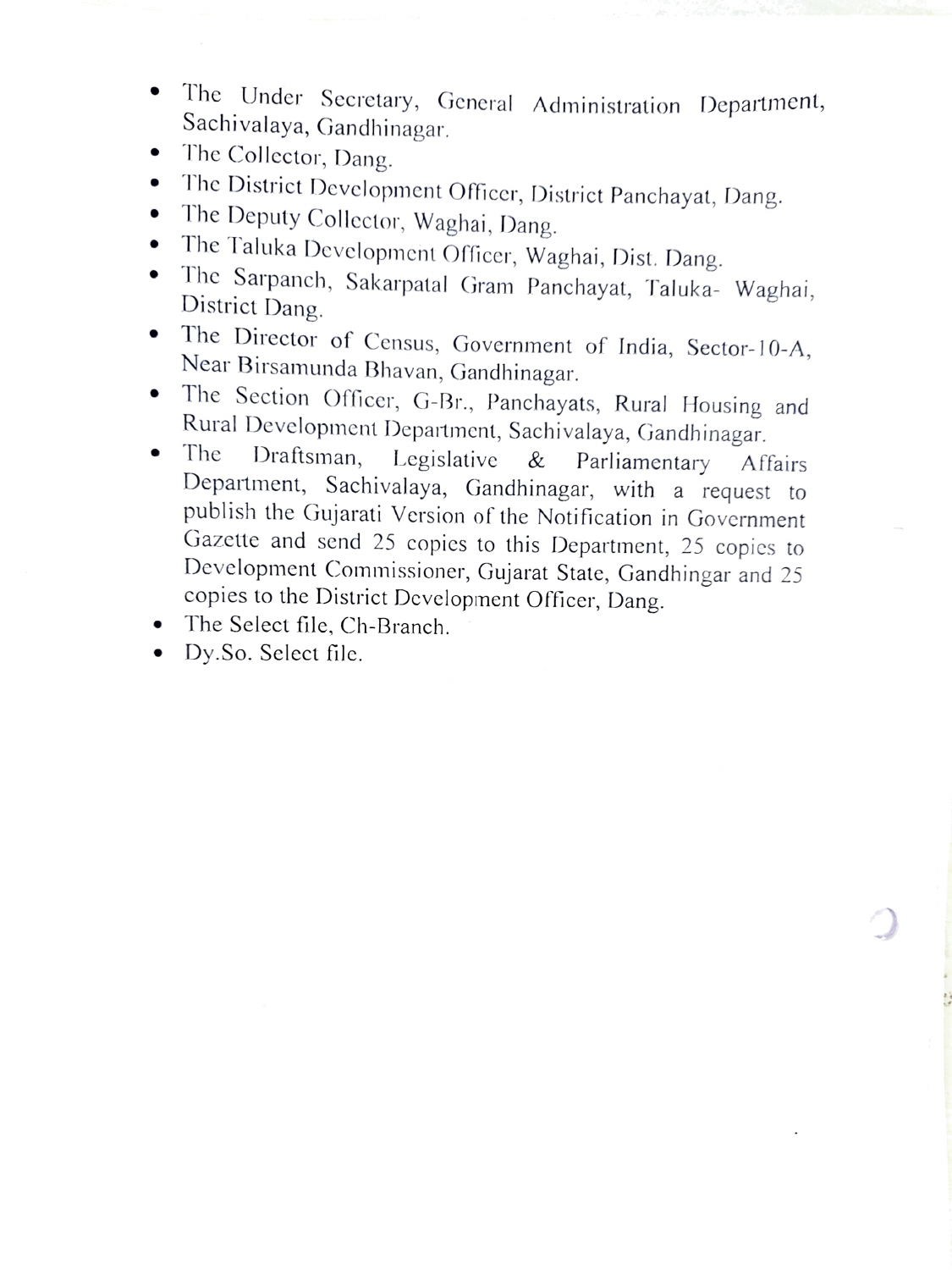- The Under Secretary, General Administration Department, Sachivalaya, Gandhinagar.
- The Collector, Dang.
- The District Development Officer, District Panchayat, Dang.
- The Deputy Collector, Waghai, Dang.
- The Taluka Development Officer, Waghai, Dist. Dang.
- The Sarpanch, Sakarpatal Gram Panchayat, Taluka- Waghai, District Dang.
- The Director of Census, Government of India, Sector-10-A, Near Birsamunda Bhavan, Gandhinagar.
- The Section Officer, G-Br., Panchayats, Rural Housing and Rural Development Department, Sachivalaya, Gandhinagar.
- The Draftsman, Legislative & Parliamentary Affairs Department, Sachivalaya, Gandhinagar, with a request to publish the Gujarati Version of the Notification in Government Gazette and send 25 copies to this Department, 25 copies to Development Commissioner, Gujarat State, Gandhingar and 25 copies to the District Development Officer, Dang.
- The Select file, Ch-Branch.
- Dy.So. Select file.